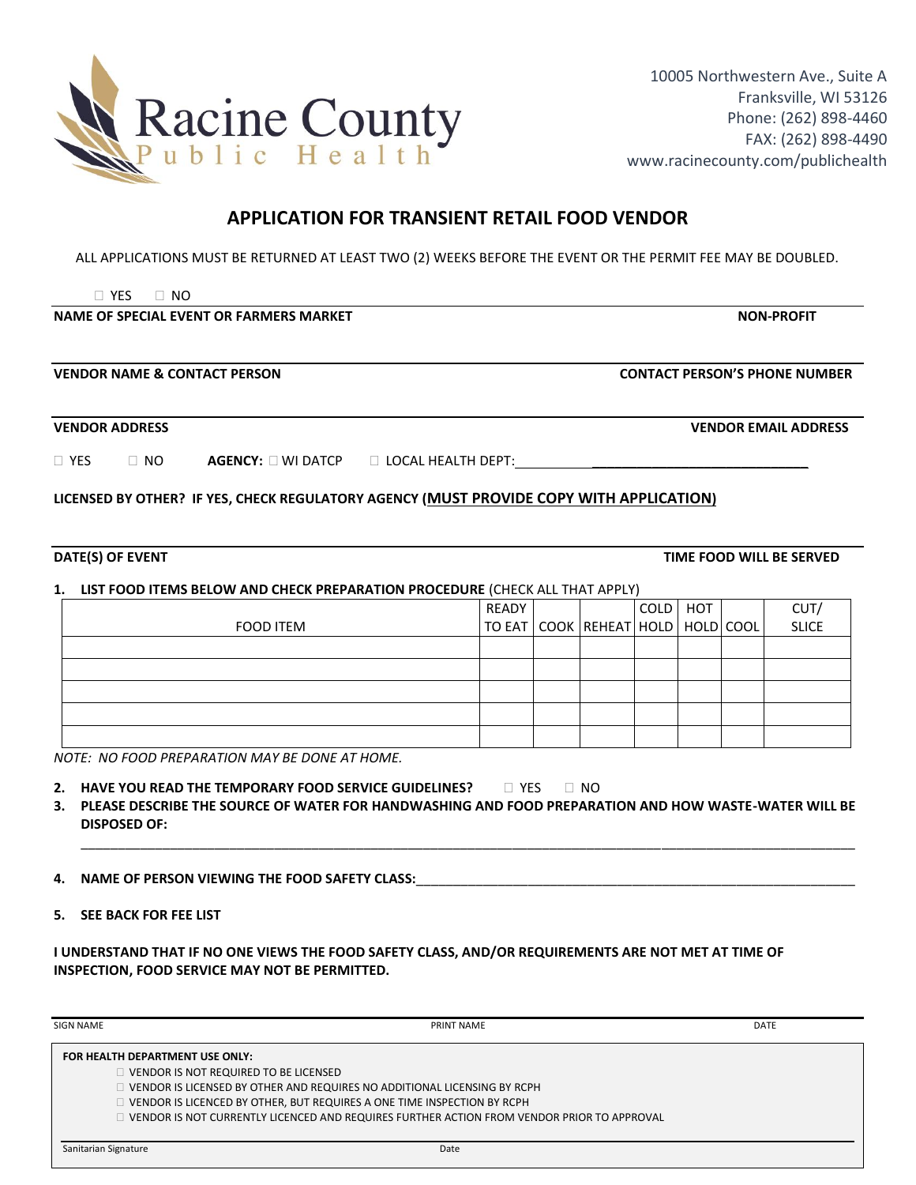Racine County
Public Health

10005 Northwestern Ave., Suite A
Franksville, WI 53126
Phone: (262) 898-4460
FAX: (262) 898-4490
www.racinecounty.com/publichealth

# APPLICATION FOR TRANSIENT RETAIL FOOD VENDOR

ALL APPLICATIONS MUST BE RETURNED AT LEAST TWO (2) WEEKS BEFORE THE EVENT OR THE PERMIT FEE MAY BE DOUBLED.

☐ YES ☐ NO

**NAME OF SPECIAL EVENT OR FARMERS MARKET** **NON-PROFIT**

**VENDOR NAME & CONTACT PERSON** **CONTACT PERSON'S PHONE NUMBER**

**VENDOR ADDRESS** **VENDOR EMAIL ADDRESS**

☐ YES ☐ NO **AGENCY:** ☐ WI DATCP ☐ LOCAL HEALTH DEPT:______________________________

**LICENSED BY OTHER? IF YES, CHECK REGULATORY AGENCY (MUST PROVIDE COPY WITH APPLICATION)**

**DATE(S) OF EVENT** **TIME FOOD WILL BE SERVED**

1. **LIST FOOD ITEMS BELOW AND CHECK PREPARATION PROCEDURE** (CHECK ALL THAT APPLY)

| FOOD ITEM | READY TO EAT | COOK | REHEAT | COLD HOLD | HOT HOLD | COOL | CUT/ SLICE |
|---|---|---|---|---|---|---|---|
| | | | | | | | |
| | | | | | | | |
| | | | | | | | |
| | | | | | | | |
| | | | | | | | |

*NOTE: NO FOOD PREPARATION MAY BE DONE AT HOME.*

2. **HAVE YOU READ THE TEMPORARY FOOD SERVICE GUIDELINES?** ☐ YES ☐ NO
3. **PLEASE DESCRIBE THE SOURCE OF WATER FOR HANDWASHING AND FOOD PREPARATION AND HOW WASTE-WATER WILL BE DISPOSED OF:**
   ________________________________________________________________________________________________
4. **NAME OF PERSON VIEWING THE FOOD SAFETY CLASS:**____________________________________________________
5. **SEE BACK FOR FEE LIST**

**I UNDERSTAND THAT IF NO ONE VIEWS THE FOOD SAFETY CLASS, AND/OR REQUIREMENTS ARE NOT MET AT TIME OF INSPECTION, FOOD SERVICE MAY NOT BE PERMITTED.**

SIGN NAME PRINT NAME DATE

**FOR HEALTH DEPARTMENT USE ONLY:**

☐ VENDOR IS NOT REQUIRED TO BE LICENSED
☐ VENDOR IS LICENSED BY OTHER AND REQUIRES NO ADDITIONAL LICENSING BY RCPH
☐ VENDOR IS LICENCED BY OTHER, BUT REQUIRES A ONE TIME INSPECTION BY RCPH
☐ VENDOR IS NOT CURRENTLY LICENCED AND REQUIRES FURTHER ACTION FROM VENDOR PRIOR TO APPROVAL

Sanitarian Signature Date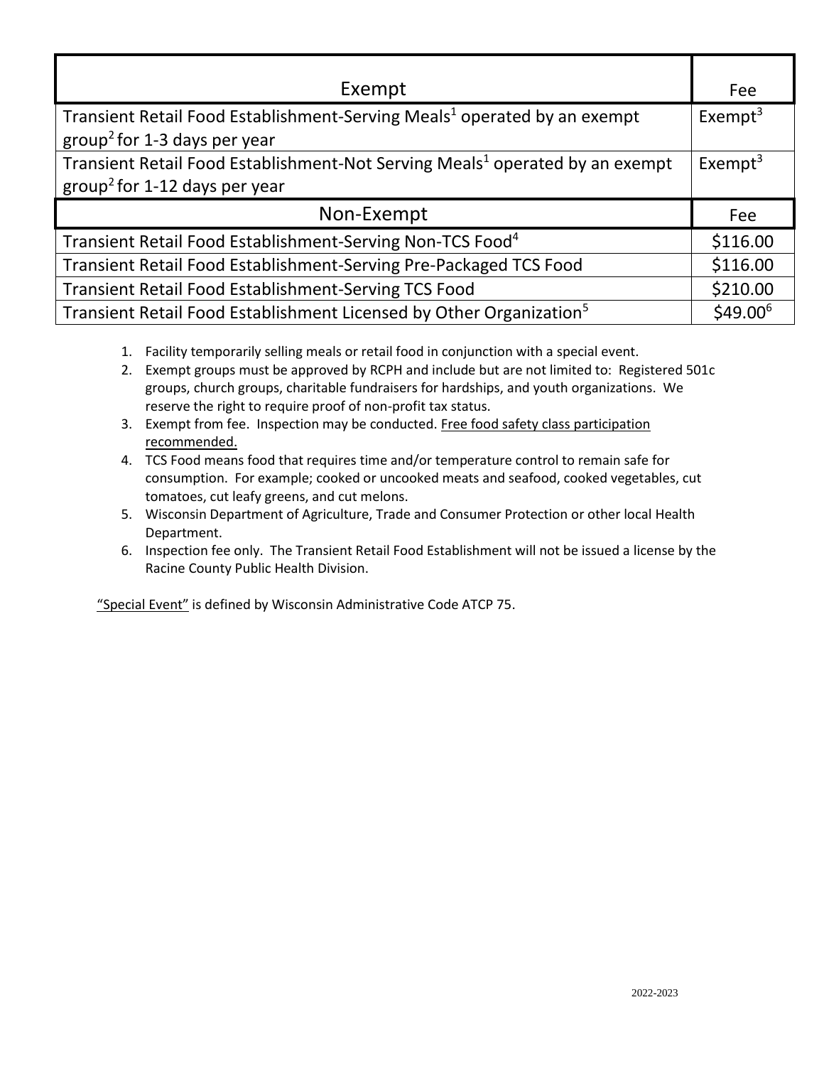| Exempt | Fee |
|---|---|
| Transient Retail Food Establishment-Serving Meals[1] operated by an exempt group[2] for 1-3 days per year | Exempt[3] |
| Transient Retail Food Establishment-Not Serving Meals[1] operated by an exempt group[2] for 1-12 days per year | Exempt[3] |
| **Non-Exempt** | **Fee** |
| Transient Retail Food Establishment-Serving Non-TCS Food[4] | $116.00 |
| Transient Retail Food Establishment-Serving Pre-Packaged TCS Food | $116.00 |
| Transient Retail Food Establishment-Serving TCS Food | $210.00 |
| Transient Retail Food Establishment Licensed by Other Organization[5] | $49.00[6] |

1. Facility temporarily selling meals or retail food in conjunction with a special event.
2. Exempt groups must be approved by RCPH and include but are not limited to: Registered 501c groups, church groups, charitable fundraisers for hardships, and youth organizations. We reserve the right to require proof of non-profit tax status.
3. Exempt from fee. Inspection may be conducted. Free food safety class participation recommended.
4. TCS Food means food that requires time and/or temperature control to remain safe for consumption. For example; cooked or uncooked meats and seafood, cooked vegetables, cut tomatoes, cut leafy greens, and cut melons.
5. Wisconsin Department of Agriculture, Trade and Consumer Protection or other local Health Department.
6. Inspection fee only. The Transient Retail Food Establishment will not be issued a license by the Racine County Public Health Division.

"Special Event" is defined by Wisconsin Administrative Code ATCP 75.

2022-2023